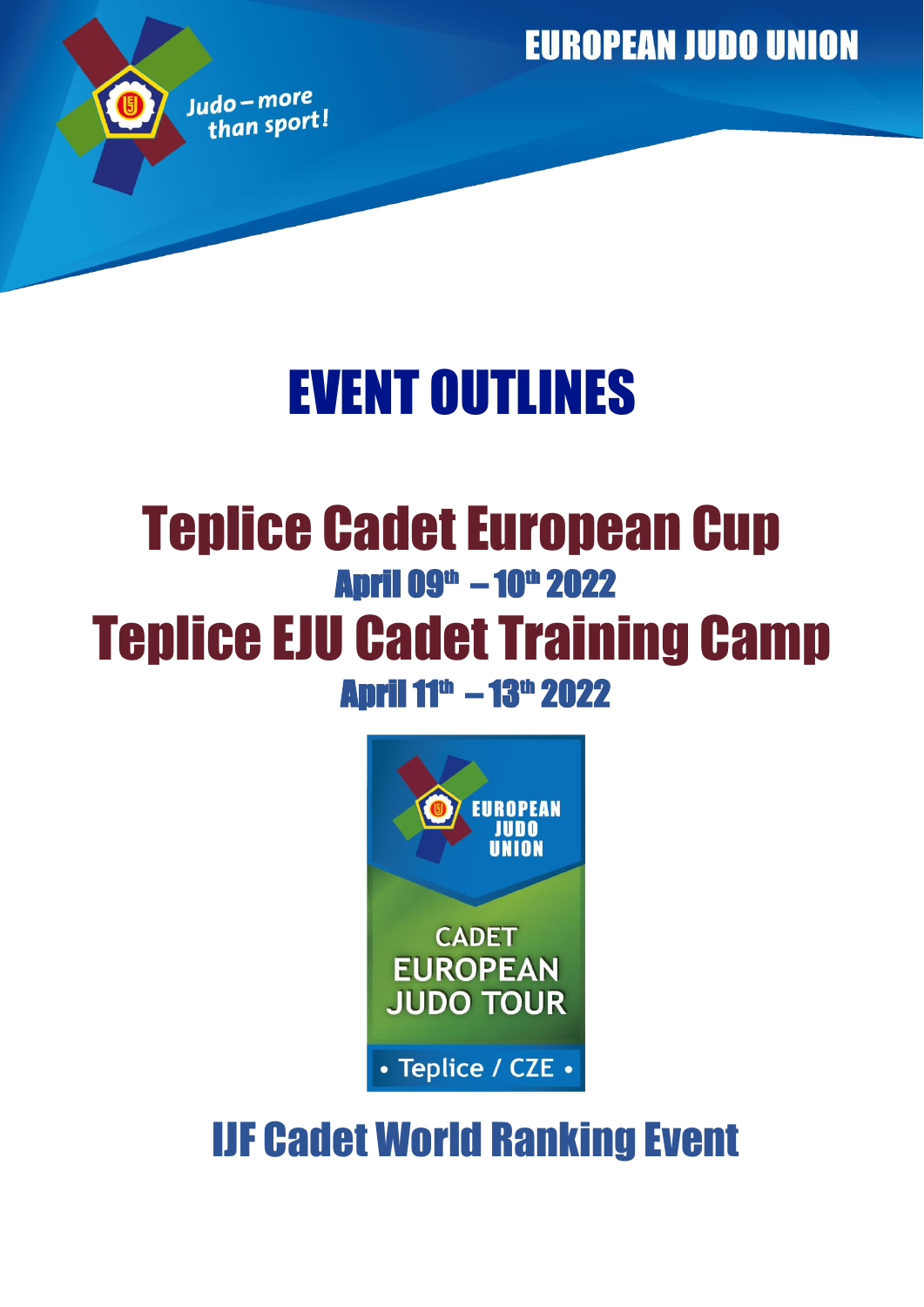EUROPEAN JUDO UNION

Judo – more than sport!

# EVENT OUTLINES

# Teplice Cadet European Cup

## April 09th – 10th 2022

# Teplice EJU Cadet Training Camp

## April 11th – 13th 2022

EUROPEAN JUDO UNION

CADET EUROPEAN JUDO TOUR

• Teplice / CZE •

## IJF Cadet World Ranking Event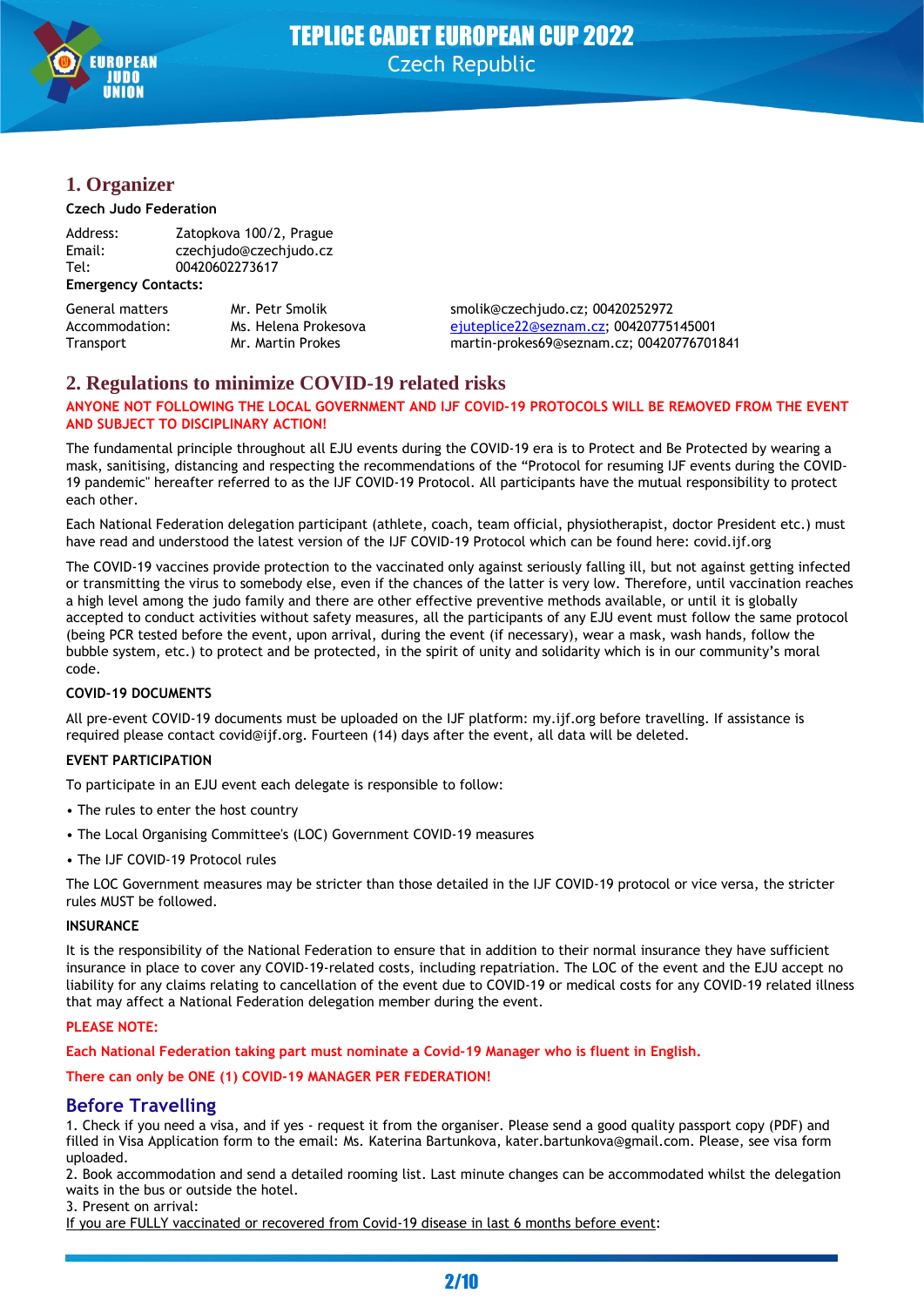## 1. Organizer

**Czech Judo Federation**

| | |
|---|---|
| Address: | Zatopkova 100/2, Prague |
| Email: | czechjudo@czechjudo.cz |
| Tel: | 00420602273617 |

**Emergency Contacts:**

| | | |
|---|---|---|
| General matters | Mr. Petr Smolik | smolik@czechjudo.cz; 00420252972 |
| Accommodation: | Ms. Helena Prokesova | ejuteplice22@seznam.cz; 00420775145001 |
| Transport | Mr. Martin Prokes | martin-prokes69@seznam.cz; 00420776701841 |

## 2. Regulations to minimize COVID-19 related risks

**ANYONE NOT FOLLOWING THE LOCAL GOVERNMENT AND IJF COVID-19 PROTOCOLS WILL BE REMOVED FROM THE EVENT AND SUBJECT TO DISCIPLINARY ACTION!**

The fundamental principle throughout all EJU events during the COVID-19 era is to Protect and Be Protected by wearing a mask, sanitising, distancing and respecting the recommendations of the "Protocol for resuming IJF events during the COVID-19 pandemic" hereafter referred to as the IJF COVID-19 Protocol. All participants have the mutual responsibility to protect each other.

Each National Federation delegation participant (athlete, coach, team official, physiotherapist, doctor President etc.) must have read and understood the latest version of the IJF COVID-19 Protocol which can be found here: covid.ijf.org

The COVID-19 vaccines provide protection to the vaccinated only against seriously falling ill, but not against getting infected or transmitting the virus to somebody else, even if the chances of the latter is very low. Therefore, until vaccination reaches a high level among the judo family and there are other effective preventive methods available, or until it is globally accepted to conduct activities without safety measures, all the participants of any EJU event must follow the same protocol (being PCR tested before the event, upon arrival, during the event (if necessary), wear a mask, wash hands, follow the bubble system, etc.) to protect and be protected, in the spirit of unity and solidarity which is in our community's moral code.

**COVID-19 DOCUMENTS**

All pre-event COVID-19 documents must be uploaded on the IJF platform: my.ijf.org before travelling. If assistance is required please contact covid@ijf.org. Fourteen (14) days after the event, all data will be deleted.

**EVENT PARTICIPATION**

To participate in an EJU event each delegate is responsible to follow:

- The rules to enter the host country
- The Local Organising Committee's (LOC) Government COVID-19 measures
- The IJF COVID-19 Protocol rules

The LOC Government measures may be stricter than those detailed in the IJF COVID-19 protocol or vice versa, the stricter rules MUST be followed.

**INSURANCE**

It is the responsibility of the National Federation to ensure that in addition to their normal insurance they have sufficient insurance in place to cover any COVID-19-related costs, including repatriation. The LOC of the event and the EJU accept no liability for any claims relating to cancellation of the event due to COVID-19 or medical costs for any COVID-19 related illness that may affect a National Federation delegation member during the event.

**PLEASE NOTE:**

**Each National Federation taking part must nominate a Covid-19 Manager who is fluent in English.**

**There can only be ONE (1) COVID-19 MANAGER PER FEDERATION!**

## Before Travelling

1. Check if you need a visa, and if yes - request it from the organiser. Please send a good quality passport copy (PDF) and filled in Visa Application form to the email: Ms. Katerina Bartunkova, kater.bartunkova@gmail.com. Please, see visa form uploaded.
2. Book accommodation and send a detailed rooming list. Last minute changes can be accommodated whilst the delegation waits in the bus or outside the hotel.
3. Present on arrival:

If you are FULLY vaccinated or recovered from Covid-19 disease in last 6 months before event: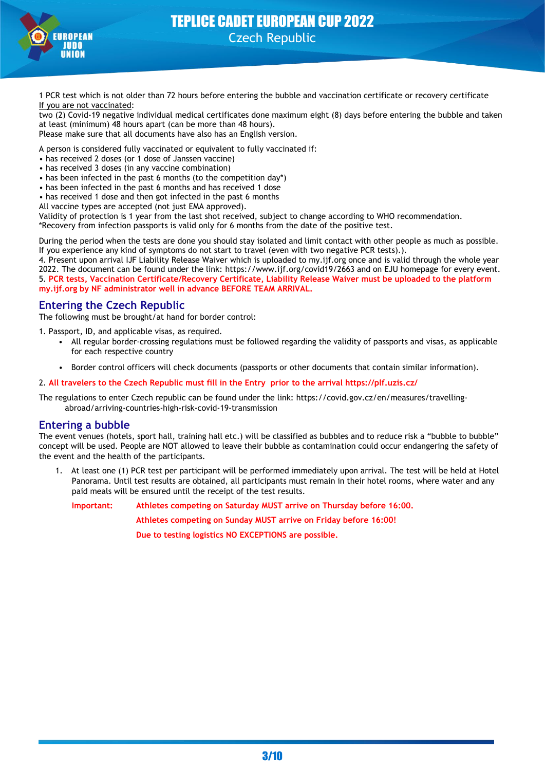1 PCR test which is not older than 72 hours before entering the bubble and vaccination certificate or recovery certificate
If you are not vaccinated:
two (2) Covid-19 negative individual medical certificates done maximum eight (8) days before entering the bubble and taken at least (minimum) 48 hours apart (can be more than 48 hours).
Please make sure that all documents have also has an English version.

A person is considered fully vaccinated or equivalent to fully vaccinated if:
• has received 2 doses (or 1 dose of Janssen vaccine)
• has received 3 doses (in any vaccine combination)
• has been infected in the past 6 months (to the competition day*)
• has been infected in the past 6 months and has received 1 dose
• has received 1 dose and then got infected in the past 6 months
All vaccine types are accepted (not just EMA approved).
Validity of protection is 1 year from the last shot received, subject to change according to WHO recommendation.
*Recovery from infection passports is valid only for 6 months from the date of the positive test.

During the period when the tests are done you should stay isolated and limit contact with other people as much as possible. If you experience any kind of symptoms do not start to travel (even with two negative PCR tests).).
4. Present upon arrival IJF Liability Release Waiver which is uploaded to my.ijf.org once and is valid through the whole year 2022. The document can be found under the link: https://www.ijf.org/covid19/2663 and on EJU homepage for every event.
5. **PCR tests, Vaccination Certificate/Recovery Certificate, Liability Release Waiver must be uploaded to the platform my.ijf.org by NF administrator well in advance BEFORE TEAM ARRIVAL.**

## Entering the Czech Republic

The following must be brought/at hand for border control:

1. Passport, ID, and applicable visas, as required.
   - All regular border-crossing regulations must be followed regarding the validity of passports and visas, as applicable for each respective country
   - Border control officers will check documents (passports or other documents that contain similar information).
2. **All travelers to the Czech Republic must fill in the Entry prior to the arrival https://plf.uzis.cz/**

The regulations to enter Czech republic can be found under the link: https://covid.gov.cz/en/measures/travelling-abroad/arriving-countries-high-risk-covid-19-transmission

## Entering a bubble

The event venues (hotels, sport hall, training hall etc.) will be classified as bubbles and to reduce risk a "bubble to bubble" concept will be used. People are NOT allowed to leave their bubble as contamination could occur endangering the safety of the event and the health of the participants.

1. At least one (1) PCR test per participant will be performed immediately upon arrival. The test will be held at Hotel Panorama. Until test results are obtained, all participants must remain in their hotel rooms, where water and any paid meals will be ensured until the receipt of the test results.

   **Important:** **Athletes competing on Saturday MUST arrive on Thursday before 16:00.**

   **Athletes competing on Sunday MUST arrive on Friday before 16:00!**

   **Due to testing logistics NO EXCEPTIONS are possible.**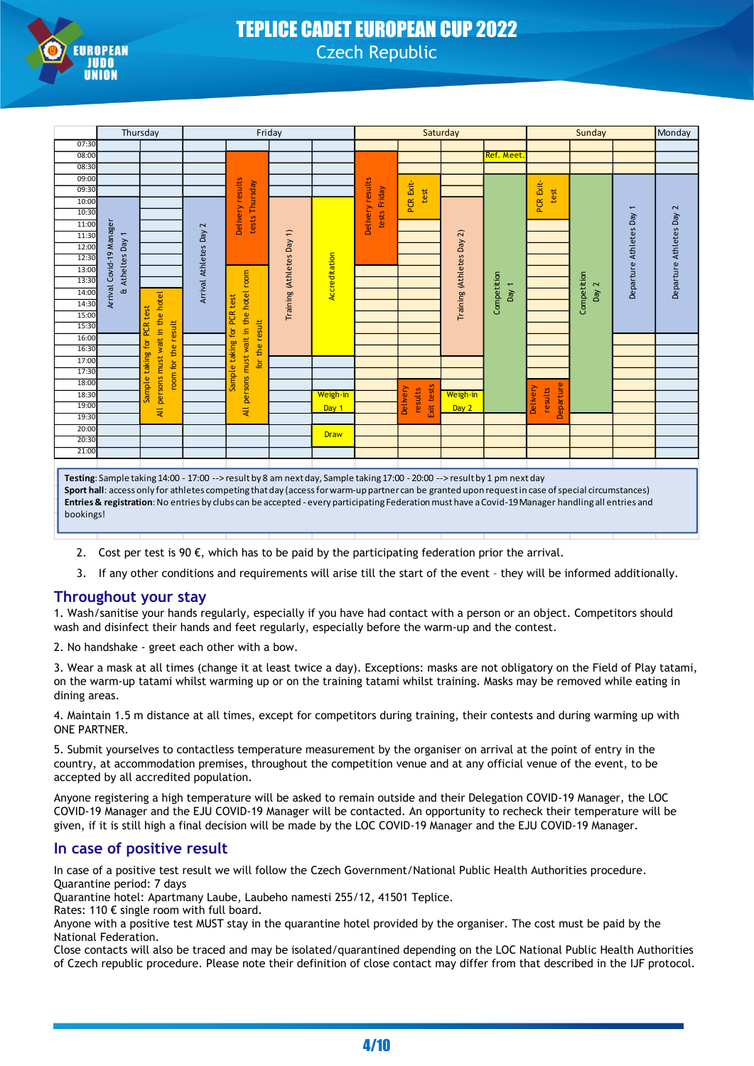# TEPLICE CADET EUROPEAN CUP 2022

Czech Republic

| Time | Thursday | | Friday | | | | Saturday | | | | Sunday | | | Monday |
|---|---|---|---|---|---|---|---|---|---|---|---|---|---|---|
| 07:30 | | | | | | | | | | | | | | |
| 08:00 | | | | Delivery results tests Thursday | | | Delivery results tests Friday | | | Ref. Meet. | | | | |
| 09:00–10:00 | Arrival Covid-19 Manager & Athletes Day 1 | | Arrival Athletes Day 2 | Delivery results tests Thursday | Training (Athletes Day 1) | Accreditation | Delivery results tests Friday | PCR Exit-test | Training (Athletes Day 2) | Competition Day 1 | PCR Exit-test | Competition Day 2 | Departure Athletes Day 1 | Departure Athletes Day 2 |
| 13:00–14:00 | Arrival Covid-19 Manager & Athletes Day 1 | Sample taking for PCR test All persons must wait in the hotel room for the result | Arrival Athletes Day 2 | Sample taking for PCR test All persons must wait in the hotel room for the result | Training (Athletes Day 1) | Accreditation | | | Training (Athletes Day 2) | Competition Day 1 | | Competition Day 2 | Departure Athletes Day 1 | Departure Athletes Day 2 |
| 18:00–19:00 | | Sample taking for PCR test All persons must wait in the hotel room for the result | | Sample taking for PCR test All persons must wait in the hotel room for the result | | Weigh-in Day 1 | | Delivery results Exit tests | Weigh-in Day 2 | | Delivery results Departure | | | |
| 20:00 | | | | | | Draw | | | | | | | | |
| 21:00 | | | | | | | | | | | | | | |

**Testing**: Sample taking 14:00 - 17:00 --> result by 8 am next day, Sample taking 17:00 - 20:00 --> result by 1 pm next day
**Sport hall**: access only for athletes competing that day (access for warm-up partner can be granted upon request in case of special circumstances)
**Entries & registration**: No entries by clubs can be accepted - every participating Federation must have a Covid-19 Manager handling all entries and bookings!

2. Cost per test is 90 €, which has to be paid by the participating federation prior the arrival.
3. If any other conditions and requirements will arise till the start of the event – they will be informed additionally.

## Throughout your stay

1. Wash/sanitise your hands regularly, especially if you have had contact with a person or an object. Competitors should wash and disinfect their hands and feet regularly, especially before the warm-up and the contest.

2. No handshake - greet each other with a bow.

3. Wear a mask at all times (change it at least twice a day). Exceptions: masks are not obligatory on the Field of Play tatami, on the warm-up tatami whilst warming up or on the training tatami whilst training. Masks may be removed while eating in dining areas.

4. Maintain 1.5 m distance at all times, except for competitors during training, their contests and during warming up with ONE PARTNER.

5. Submit yourselves to contactless temperature measurement by the organiser on arrival at the point of entry in the country, at accommodation premises, throughout the competition venue and at any official venue of the event, to be accepted by all accredited population.

Anyone registering a high temperature will be asked to remain outside and their Delegation COVID-19 Manager, the LOC COVID-19 Manager and the EJU COVID-19 Manager will be contacted. An opportunity to recheck their temperature will be given, if it is still high a final decision will be made by the LOC COVID-19 Manager and the EJU COVID-19 Manager.

## In case of positive result

In case of a positive test result we will follow the Czech Government/National Public Health Authorities procedure.
Quarantine period: 7 days
Quarantine hotel: Apartmany Laube, Laubeho namesti 255/12, 41501 Teplice.
Rates: 110 € single room with full board.
Anyone with a positive test MUST stay in the quarantine hotel provided by the organiser. The cost must be paid by the National Federation.
Close contacts will also be traced and may be isolated/quarantined depending on the LOC National Public Health Authorities of Czech republic procedure. Please note their definition of close contact may differ from that described in the IJF protocol.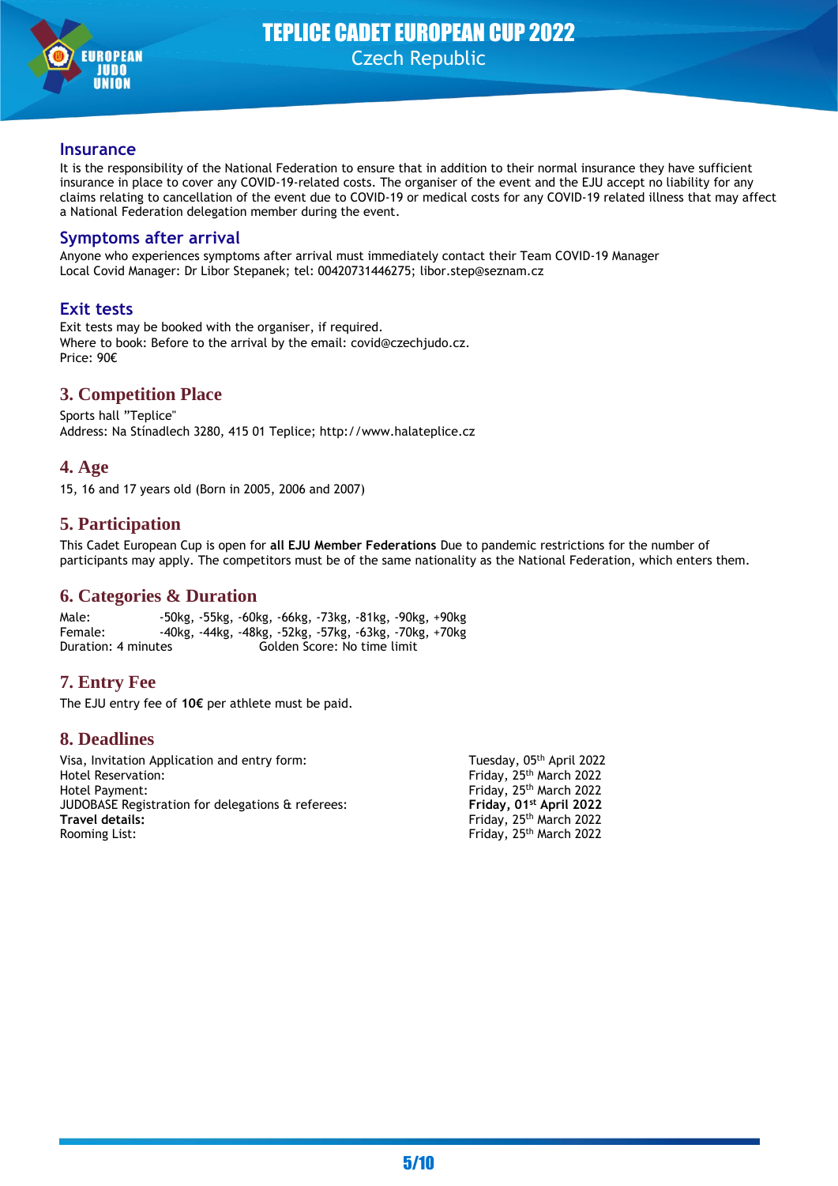## Insurance

It is the responsibility of the National Federation to ensure that in addition to their normal insurance they have sufficient insurance in place to cover any COVID-19-related costs. The organiser of the event and the EJU accept no liability for any claims relating to cancellation of the event due to COVID-19 or medical costs for any COVID-19 related illness that may affect a National Federation delegation member during the event.

## Symptoms after arrival

Anyone who experiences symptoms after arrival must immediately contact their Team COVID-19 Manager
Local Covid Manager: Dr Libor Stepanek; tel: 00420731446275; libor.step@seznam.cz

## Exit tests

Exit tests may be booked with the organiser, if required.
Where to book: Before to the arrival by the email: covid@czechjudo.cz.
Price: 90€

## 3. Competition Place

Sports hall "Teplice"
Address: Na Stínadlech 3280, 415 01 Teplice; http://www.halateplice.cz

## 4. Age

15, 16 and 17 years old (Born in 2005, 2006 and 2007)

## 5. Participation

This Cadet European Cup is open for **all EJU Member Federations** Due to pandemic restrictions for the number of participants may apply. The competitors must be of the same nationality as the National Federation, which enters them.

## 6. Categories & Duration

| | |
|---|---|
| Male: | -50kg, -55kg, -60kg, -66kg, -73kg, -81kg, -90kg, +90kg |
| Female: | -40kg, -44kg, -48kg, -52kg, -57kg, -63kg, -70kg, +70kg |
| Duration: 4 minutes | Golden Score: No time limit |

## 7. Entry Fee

The EJU entry fee of **10€** per athlete must be paid.

## 8. Deadlines

| | |
|---|---|
| Visa, Invitation Application and entry form: | Tuesday, 05th April 2022 |
| Hotel Reservation: | Friday, 25th March 2022 |
| Hotel Payment: | Friday, 25th March 2022 |
| JUDOBASE Registration for delegations & referees: | **Friday, 01st April 2022** |
| **Travel details:** | Friday, 25th March 2022 |
| Rooming List: | Friday, 25th March 2022 |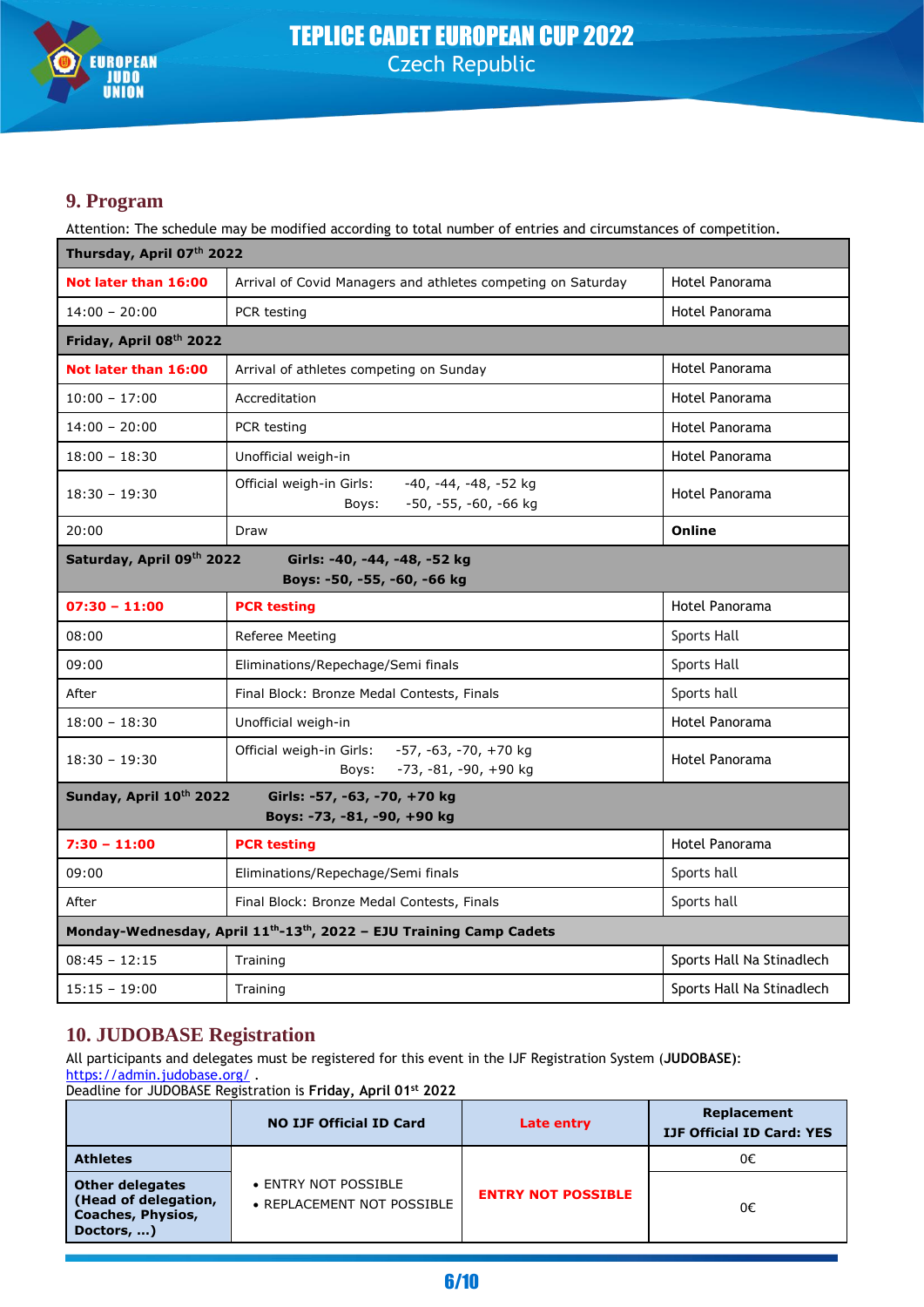## 9. Program

Attention: The schedule may be modified according to total number of entries and circumstances of competition.

| Thursday, April 07th 2022 | | |
|---|---|---|
| **Not later than 16:00** | Arrival of Covid Managers and athletes competing on Saturday | Hotel Panorama |
| 14:00 – 20:00 | PCR testing | Hotel Panorama |
| **Friday, April 08th 2022** | | |
| **Not later than 16:00** | Arrival of athletes competing on Sunday | Hotel Panorama |
| 10:00 – 17:00 | Accreditation | Hotel Panorama |
| 14:00 – 20:00 | PCR testing | Hotel Panorama |
| 18:00 – 18:30 | Unofficial weigh-in | Hotel Panorama |
| 18:30 – 19:30 | Official weigh-in Girls: -40, -44, -48, -52 kg<br>Boys: -50, -55, -60, -66 kg | Hotel Panorama |
| 20:00 | Draw | **Online** |
| **Saturday, April 09th 2022** | **Girls: -40, -44, -48, -52 kg<br>Boys: -50, -55, -60, -66 kg** | |
| **07:30 – 11:00** | **PCR testing** | Hotel Panorama |
| 08:00 | Referee Meeting | Sports Hall |
| 09:00 | Eliminations/Repechage/Semi finals | Sports Hall |
| After | Final Block: Bronze Medal Contests, Finals | Sports hall |
| 18:00 – 18:30 | Unofficial weigh-in | Hotel Panorama |
| 18:30 – 19:30 | Official weigh-in Girls: -57, -63, -70, +70 kg<br>Boys: -73, -81, -90, +90 kg | Hotel Panorama |
| **Sunday, April 10th 2022** | **Girls: -57, -63, -70, +70 kg<br>Boys: -73, -81, -90, +90 kg** | |
| **7:30 – 11:00** | **PCR testing** | Hotel Panorama |
| 09:00 | Eliminations/Repechage/Semi finals | Sports hall |
| After | Final Block: Bronze Medal Contests, Finals | Sports hall |
| **Monday-Wednesday, April 11th-13th, 2022 – EJU Training Camp Cadets** | | |
| 08:45 – 12:15 | Training | Sports Hall Na Stinadlech |
| 15:15 – 19:00 | Training | Sports Hall Na Stinadlech |

## 10. JUDOBASE Registration

All participants and delegates must be registered for this event in the IJF Registration System (**JUDOBASE**): https://admin.judobase.org/ .

Deadline for JUDOBASE Registration is **Friday, April 01st 2022**

| | NO IJF Official ID Card | Late entry | Replacement IJF Official ID Card: YES |
|---|---|---|---|
| **Athletes** | • ENTRY NOT POSSIBLE<br>• REPLACEMENT NOT POSSIBLE | **ENTRY NOT POSSIBLE** | 0€ |
| **Other delegates (Head of delegation, Coaches, Physios, Doctors, …)** | | | 0€ |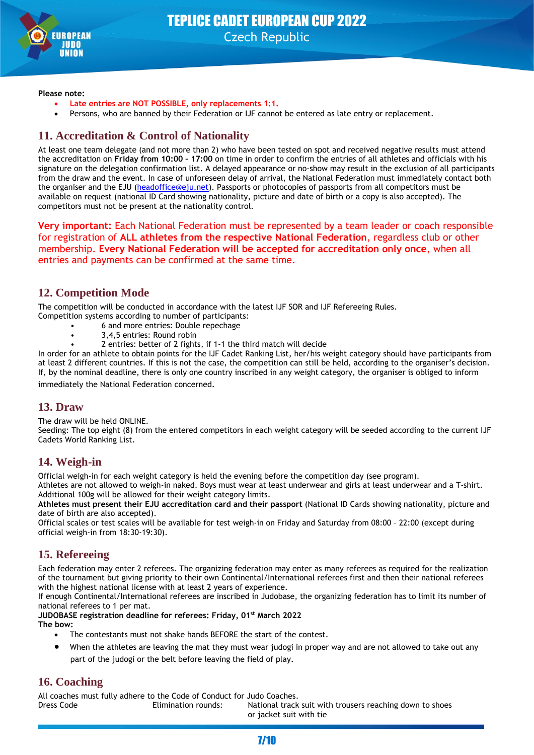**Please note:**

- **Late entries are NOT POSSIBLE, only replacements 1:1.**
- Persons, who are banned by their Federation or IJF cannot be entered as late entry or replacement.

## 11. Accreditation & Control of Nationality

At least one team delegate (and not more than 2) who have been tested on spot and received negative results must attend the accreditation on **Friday from 10:00 – 17:00** on time in order to confirm the entries of all athletes and officials with his signature on the delegation confirmation list. A delayed appearance or no-show may result in the exclusion of all participants from the draw and the event. In case of unforeseen delay of arrival, the National Federation must immediately contact both the organiser and the EJU (headoffice@eju.net). Passports or photocopies of passports from all competitors must be available on request (national ID Card showing nationality, picture and date of birth or a copy is also accepted). The competitors must not be present at the nationality control.

**Very important:** Each National Federation must be represented by a team leader or coach responsible for registration of **ALL athletes from the respective National Federation**, regardless club or other membership. **Every National Federation will be accepted for accreditation only once**, when all entries and payments can be confirmed at the same time.

## 12. Competition Mode

The competition will be conducted in accordance with the latest IJF SOR and IJF Refereeing Rules.
Competition systems according to number of participants:

- 6 and more entries: Double repechage
- 3,4,5 entries: Round robin
- 2 entries: better of 2 fights, if 1-1 the third match will decide

In order for an athlete to obtain points for the IJF Cadet Ranking List, her/his weight category should have participants from at least 2 different countries. If this is not the case, the competition can still be held, according to the organiser's decision. If, by the nominal deadline, there is only one country inscribed in any weight category, the organiser is obliged to inform immediately the National Federation concerned.

## 13. Draw

The draw will be held ONLINE.
Seeding: The top eight (8) from the entered competitors in each weight category will be seeded according to the current IJF Cadets World Ranking List.

## 14. Weigh-in

Official weigh-in for each weight category is held the evening before the competition day (see program).
Athletes are not allowed to weigh-in naked. Boys must wear at least underwear and girls at least underwear and a T-shirt. Additional 100g will be allowed for their weight category limits.
**Athletes must present their EJU accreditation card and their passport** (National ID Cards showing nationality, picture and date of birth are also accepted).
Official scales or test scales will be available for test weigh-in on Friday and Saturday from 08:00 – 22:00 (except during official weigh-in from 18:30-19:30).

## 15. Refereeing

Each federation may enter 2 referees. The organizing federation may enter as many referees as required for the realization of the tournament but giving priority to their own Continental/International referees first and then their national referees with the highest national license with at least 2 years of experience.
If enough Continental/International referees are inscribed in Judobase, the organizing federation has to limit its number of national referees to 1 per mat.
**JUDOBASE registration deadline for referees: Friday, 01st March 2022**
**The bow:**

- The contestants must not shake hands BEFORE the start of the contest.
- When the athletes are leaving the mat they must wear judogi in proper way and are not allowed to take out any part of the judogi or the belt before leaving the field of play.

## 16. Coaching

All coaches must fully adhere to the Code of Conduct for Judo Coaches.

| Dress Code | Elimination rounds: | National track suit with trousers reaching down to shoes or jacket suit with tie |
|---|---|---|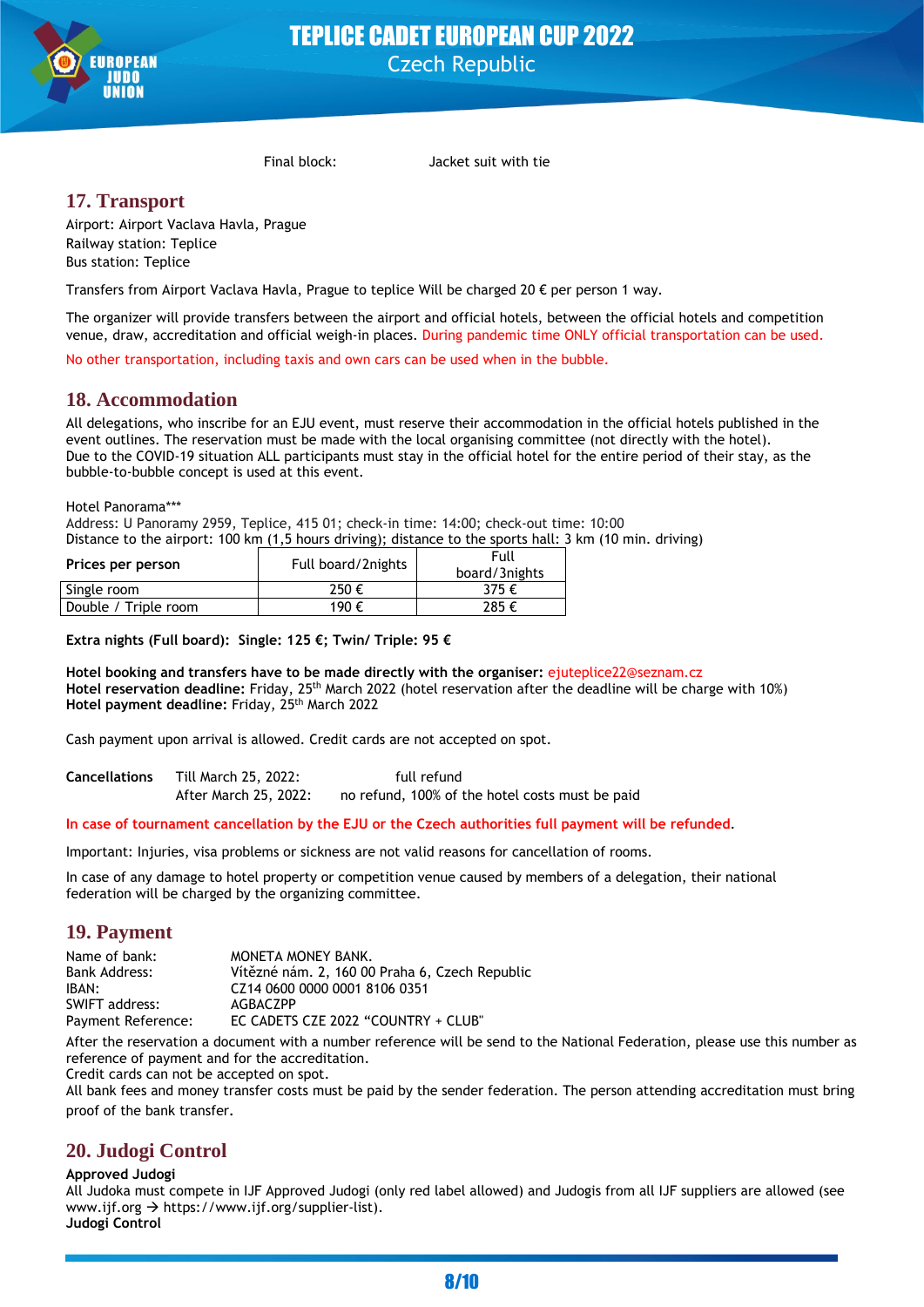Final block: Jacket suit with tie

## 17. Transport

Airport: Airport Vaclava Havla, Prague
Railway station: Teplice
Bus station: Teplice

Transfers from Airport Vaclava Havla, Prague to teplice Will be charged 20 € per person 1 way.

The organizer will provide transfers between the airport and official hotels, between the official hotels and competition venue, draw, accreditation and official weigh-in places. During pandemic time ONLY official transportation can be used.

No other transportation, including taxis and own cars can be used when in the bubble.

## 18. Accommodation

All delegations, who inscribe for an EJU event, must reserve their accommodation in the official hotels published in the event outlines. The reservation must be made with the local organising committee (not directly with the hotel).
Due to the COVID-19 situation ALL participants must stay in the official hotel for the entire period of their stay, as the bubble-to-bubble concept is used at this event.

Hotel Panorama***
Address: U Panoramy 2959, Teplice, 415 01; check-in time: 14:00; check-out time: 10:00
Distance to the airport: 100 km (1,5 hours driving); distance to the sports hall: 3 km (10 min. driving)

| Prices per person | Full board/2nights | Full board/3nights |
|---|---|---|
| Single room | 250 € | 375 € |
| Double / Triple room | 190 € | 285 € |

**Extra nights (Full board): Single: 125 €; Twin/ Triple: 95 €**

**Hotel booking and transfers have to be made directly with the organiser:** ejuteplice22@seznam.cz
**Hotel reservation deadline:** Friday, 25th March 2022 (hotel reservation after the deadline will be charge with 10%)
**Hotel payment deadline:** Friday, 25th March 2022

Cash payment upon arrival is allowed. Credit cards are not accepted on spot.

| **Cancellations** | Till March 25, 2022: | full refund |
|---|---|---|
| | After March 25, 2022: | no refund, 100% of the hotel costs must be paid |

**In case of tournament cancellation by the EJU or the Czech authorities full payment will be refunded.**

Important: Injuries, visa problems or sickness are not valid reasons for cancellation of rooms.

In case of any damage to hotel property or competition venue caused by members of a delegation, their national federation will be charged by the organizing committee.

## 19. Payment

Name of bank: MONETA MONEY BANK.
Bank Address: Vítězné nám. 2, 160 00 Praha 6, Czech Republic
IBAN: CZ14 0600 0000 0001 8106 0351
SWIFT address: AGBACZPP
Payment Reference: EC CADETS CZE 2022 "COUNTRY + CLUB"

After the reservation a document with a number reference will be send to the National Federation, please use this number as reference of payment and for the accreditation.
Credit cards can not be accepted on spot.
All bank fees and money transfer costs must be paid by the sender federation. The person attending accreditation must bring proof of the bank transfer.

## 20. Judogi Control

**Approved Judogi**
All Judoka must compete in IJF Approved Judogi (only red label allowed) and Judogis from all IJF suppliers are allowed (see www.ijf.org → https://www.ijf.org/supplier-list).
**Judogi Control**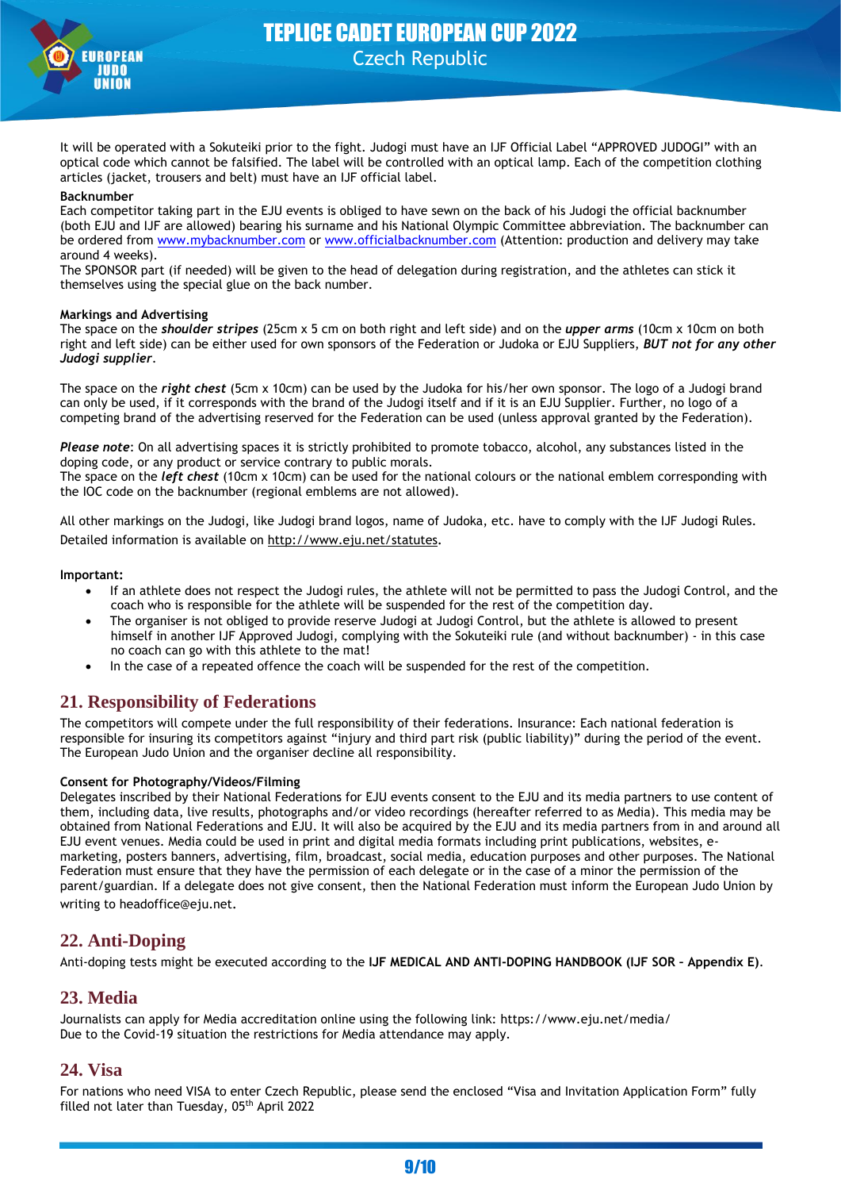It will be operated with a Sokuteiki prior to the fight. Judogi must have an IJF Official Label "APPROVED JUDOGI" with an optical code which cannot be falsified. The label will be controlled with an optical lamp. Each of the competition clothing articles (jacket, trousers and belt) must have an IJF official label.

**Backnumber**
Each competitor taking part in the EJU events is obliged to have sewn on the back of his Judogi the official backnumber (both EJU and IJF are allowed) bearing his surname and his National Olympic Committee abbreviation. The backnumber can be ordered from www.mybacknumber.com or www.officialbacknumber.com (Attention: production and delivery may take around 4 weeks).
The SPONSOR part (if needed) will be given to the head of delegation during registration, and the athletes can stick it themselves using the special glue on the back number.

**Markings and Advertising**
The space on the ***shoulder stripes*** (25cm x 5 cm on both right and left side) and on the ***upper arms*** (10cm x 10cm on both right and left side) can be either used for own sponsors of the Federation or Judoka or EJU Suppliers, ***BUT not for any other Judogi supplier***.

The space on the ***right chest*** (5cm x 10cm) can be used by the Judoka for his/her own sponsor. The logo of a Judogi brand can only be used, if it corresponds with the brand of the Judogi itself and if it is an EJU Supplier. Further, no logo of a competing brand of the advertising reserved for the Federation can be used (unless approval granted by the Federation).

***Please note***: On all advertising spaces it is strictly prohibited to promote tobacco, alcohol, any substances listed in the doping code, or any product or service contrary to public morals.
The space on the ***left chest*** (10cm x 10cm) can be used for the national colours or the national emblem corresponding with the IOC code on the backnumber (regional emblems are not allowed).

All other markings on the Judogi, like Judogi brand logos, name of Judoka, etc. have to comply with the IJF Judogi Rules. Detailed information is available on http://www.eju.net/statutes.

**Important:**

- If an athlete does not respect the Judogi rules, the athlete will not be permitted to pass the Judogi Control, and the coach who is responsible for the athlete will be suspended for the rest of the competition day.
- The organiser is not obliged to provide reserve Judogi at Judogi Control, but the athlete is allowed to present himself in another IJF Approved Judogi, complying with the Sokuteiki rule (and without backnumber) - in this case no coach can go with this athlete to the mat!
- In the case of a repeated offence the coach will be suspended for the rest of the competition.

## 21. Responsibility of Federations

The competitors will compete under the full responsibility of their federations. Insurance: Each national federation is responsible for insuring its competitors against "injury and third part risk (public liability)" during the period of the event. The European Judo Union and the organiser decline all responsibility.

**Consent for Photography/Videos/Filming**
Delegates inscribed by their National Federations for EJU events consent to the EJU and its media partners to use content of them, including data, live results, photographs and/or video recordings (hereafter referred to as Media). This media may be obtained from National Federations and EJU. It will also be acquired by the EJU and its media partners from in and around all EJU event venues. Media could be used in print and digital media formats including print publications, websites, e-marketing, posters banners, advertising, film, broadcast, social media, education purposes and other purposes. The National Federation must ensure that they have the permission of each delegate or in the case of a minor the permission of the parent/guardian. If a delegate does not give consent, then the National Federation must inform the European Judo Union by writing to headoffice@eju.net.

## 22. Anti-Doping

Anti-doping tests might be executed according to the **IJF MEDICAL AND ANTI-DOPING HANDBOOK (IJF SOR – Appendix E)**.

## 23. Media

Journalists can apply for Media accreditation online using the following link: https://www.eju.net/media/
Due to the Covid-19 situation the restrictions for Media attendance may apply.

## 24. Visa

For nations who need VISA to enter Czech Republic, please send the enclosed "Visa and Invitation Application Form" fully filled not later than Tuesday, 05th April 2022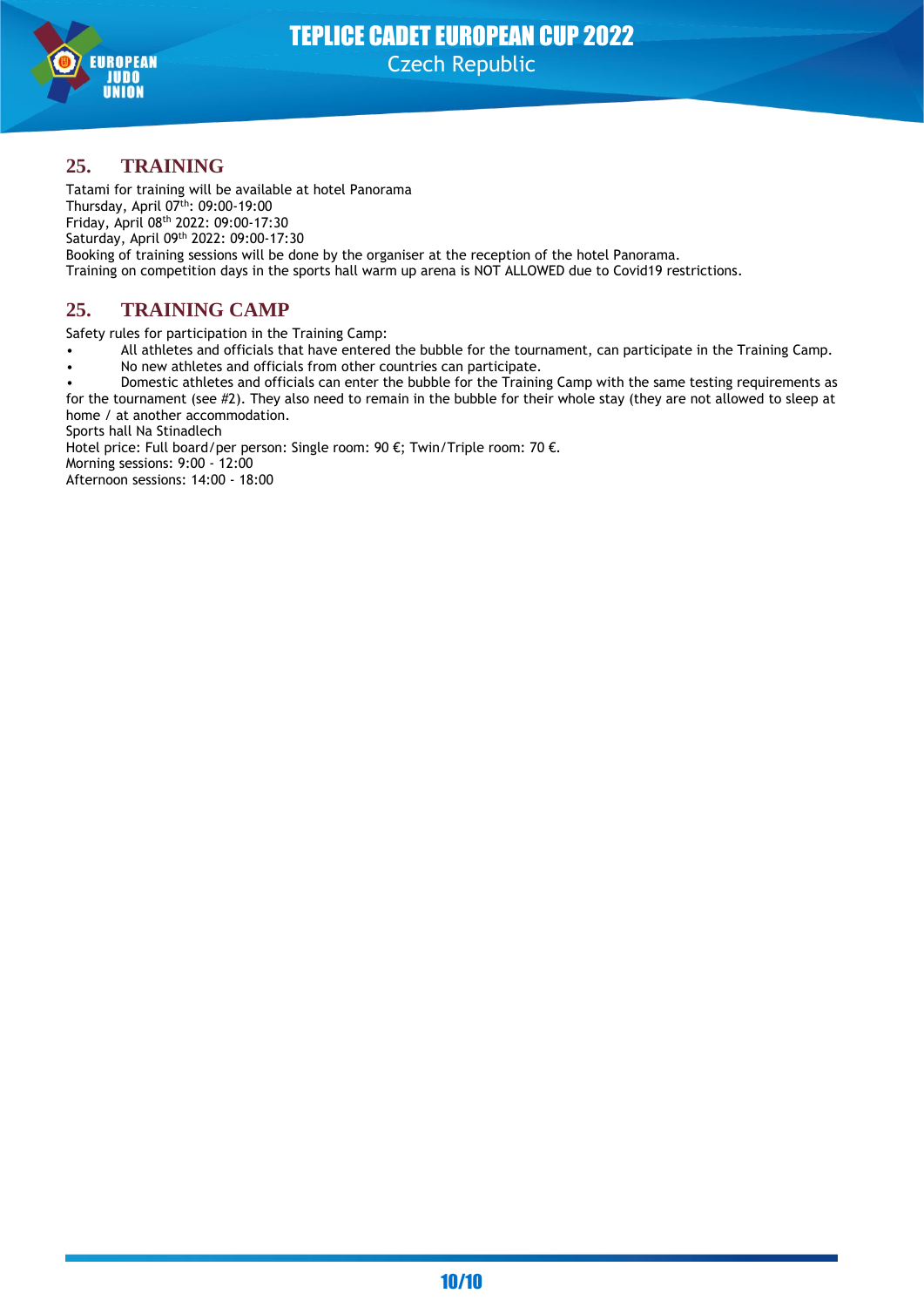## 25. TRAINING

Tatami for training will be available at hotel Panorama
Thursday, April 07th: 09:00-19:00
Friday, April 08th 2022: 09:00-17:30
Saturday, April 09th 2022: 09:00-17:30
Booking of training sessions will be done by the organiser at the reception of the hotel Panorama.
Training on competition days in the sports hall warm up arena is NOT ALLOWED due to Covid19 restrictions.

## 25. TRAINING CAMP

Safety rules for participation in the Training Camp:

- All athletes and officials that have entered the bubble for the tournament, can participate in the Training Camp.
- No new athletes and officials from other countries can participate.
- Domestic athletes and officials can enter the bubble for the Training Camp with the same testing requirements as for the tournament (see #2). They also need to remain in the bubble for their whole stay (they are not allowed to sleep at home / at another accommodation.

Sports hall Na Stinadlech
Hotel price: Full board/per person: Single room: 90 €; Twin/Triple room: 70 €.
Morning sessions: 9:00 - 12:00
Afternoon sessions: 14:00 - 18:00